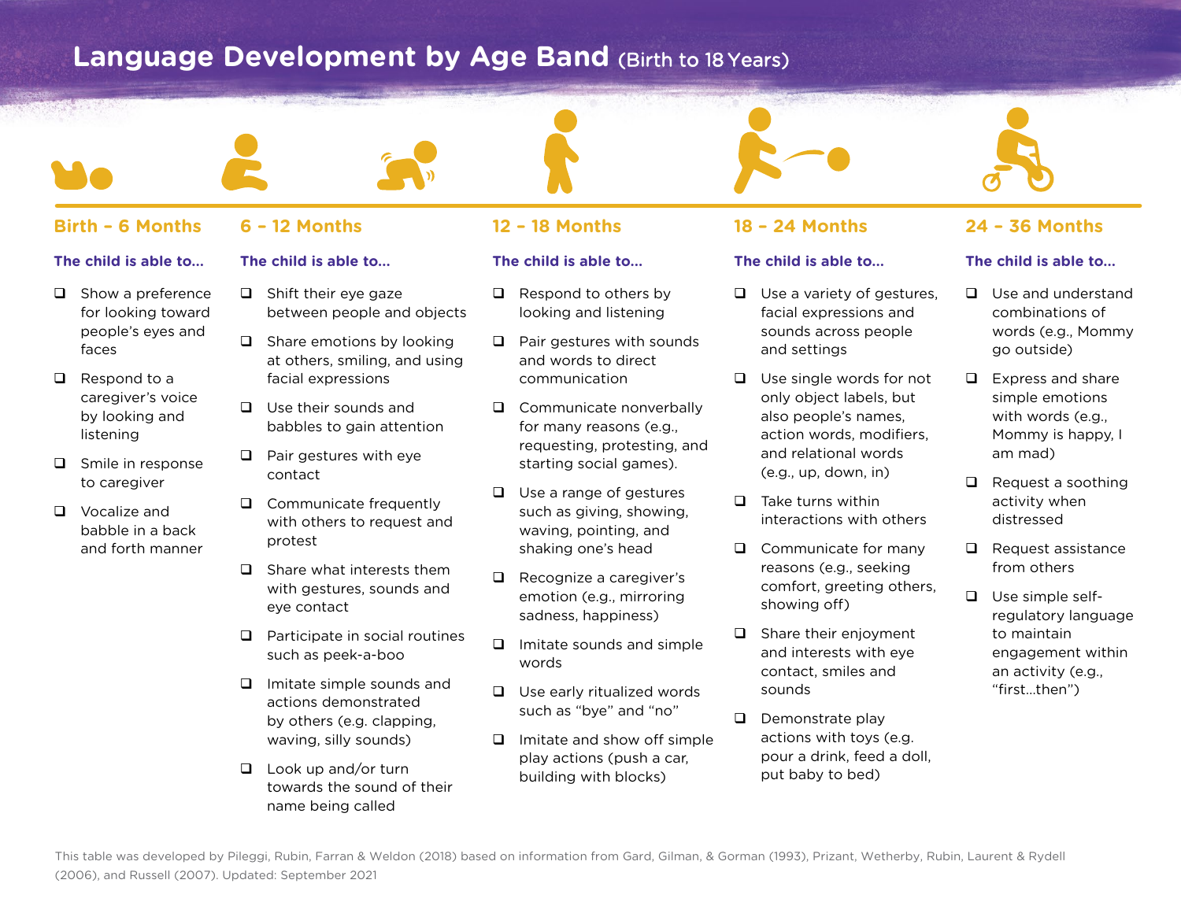# Language Development by Age Band (Birth to 18 Years)

## Birth – 6 Months

**The child is able to...**

- Show a preference for looking toward people's eyes and faces
- Respond to a caregiver's voice by looking and listening
- Smile in response to caregiver
- Vocalize and babble in a back and forth manner

## 6 – 12 Months

**The child is able to...**

- Shift their eye gaze between people and objects
- Share emotions by looking at others, smiling, and using facial expressions
- Use their sounds and babbles to gain attention
- Pair gestures with eye contact
- Communicate frequently with others to request and protest
- Share what interests them with gestures, sounds and eye contact
- Participate in social routines such as peek-a-boo
- Imitate simple sounds and actions demonstrated by others (e.g. clapping, waving, silly sounds)
- Look up and/or turn towards the sound of their name being called

## 12 – 18 Months

**The child is able to...**

- Respond to others by looking and listening
- Pair gestures with sounds and words to direct communication
- Communicate nonverbally for many reasons (e.g., requesting, protesting, and starting social games).
- Use a range of gestures such as giving, showing, waving, pointing, and shaking one's head
- Recognize a caregiver's emotion (e.g., mirroring sadness, happiness)
- Imitate sounds and simple words
- Use early ritualized words such as "bye" and "no"
- Imitate and show off simple play actions (push a car, building with blocks)

## 18 – 24 Months

**The child is able to...**

- Use a variety of gestures, facial expressions and sounds across people and settings
- Use single words for not only object labels, but also people's names, action words, modifiers, and relational words (e.g., up, down, in)
- Take turns within interactions with others
- Communicate for many reasons (e.g., seeking comfort, greeting others, showing off)
- Share their enjoyment and interests with eye contact, smiles and sounds
- Demonstrate play actions with toys (e.g. pour a drink, feed a doll, put baby to bed)

## 24 – 36 Months

**The child is able to...**

- Use and understand combinations of words (e.g., Mommy go outside)
- Express and share simple emotions with words (e.g., Mommy is happy, I am mad)
- Request a soothing activity when distressed
- Request assistance from others
- Use simple self-regulatory language to maintain engagement within an activity (e.g., "first...then")

This table was developed by Pileggi, Rubin, Farran & Weldon (2018) based on information from Gard, Gilman, & Gorman (1993), Prizant, Wetherby, Rubin, Laurent & Rydell (2006), and Russell (2007). Updated: September 2021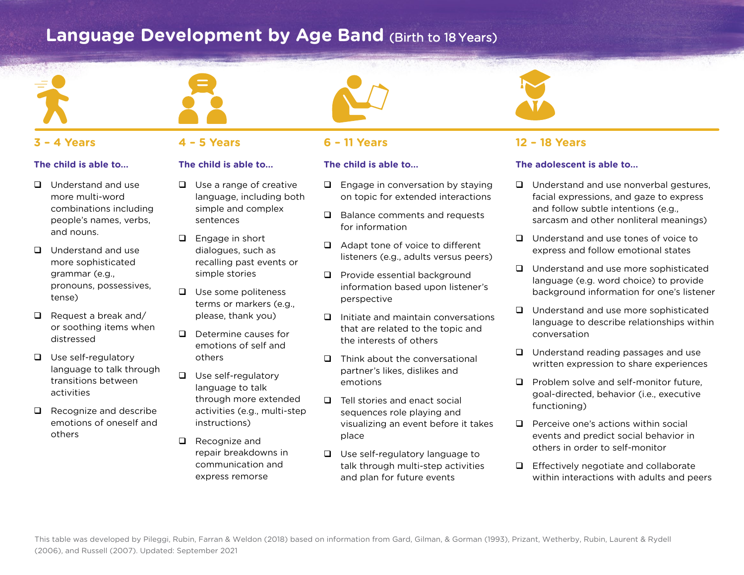# Language Development by Age Band (Birth to 18 Years)

## 3 - 4 Years

**The child is able to...**

- Understand and use more multi-word combinations including people's names, verbs, and nouns.
- Understand and use more sophisticated grammar (e.g., pronouns, possessives, tense)
- Request a break and/ or soothing items when distressed
- Use self-regulatory language to talk through transitions between activities
- Recognize and describe emotions of oneself and others

## 4 - 5 Years

**The child is able to...**

- Use a range of creative language, including both simple and complex sentences
- Engage in short dialogues, such as recalling past events or simple stories
- Use some politeness terms or markers (e.g., please, thank you)
- Determine causes for emotions of self and others
- Use self-regulatory language to talk through more extended activities (e.g., multi-step instructions)
- Recognize and repair breakdowns in communication and express remorse

## 6 - 11 Years

**The child is able to...**

- Engage in conversation by staying on topic for extended interactions
- Balance comments and requests for information
- Adapt tone of voice to different listeners (e.g., adults versus peers)
- Provide essential background information based upon listener's perspective
- Initiate and maintain conversations that are related to the topic and the interests of others
- Think about the conversational partner's likes, dislikes and emotions
- Tell stories and enact social sequences role playing and visualizing an event before it takes place
- Use self-regulatory language to talk through multi-step activities and plan for future events

## 12 - 18 Years

**The adolescent is able to...**

- Understand and use nonverbal gestures, facial expressions, and gaze to express and follow subtle intentions (e.g., sarcasm and other nonliteral meanings)
- Understand and use tones of voice to express and follow emotional states
- Understand and use more sophisticated language (e.g. word choice) to provide background information for one's listener
- Understand and use more sophisticated language to describe relationships within conversation
- Understand reading passages and use written expression to share experiences
- Problem solve and self-monitor future, goal-directed, behavior (i.e., executive functioning)
- Perceive one's actions within social events and predict social behavior in others in order to self-monitor
- Effectively negotiate and collaborate within interactions with adults and peers

This table was developed by Pileggi, Rubin, Farran & Weldon (2018) based on information from Gard, Gilman, & Gorman (1993), Prizant, Wetherby, Rubin, Laurent & Rydell (2006), and Russell (2007). Updated: September 2021